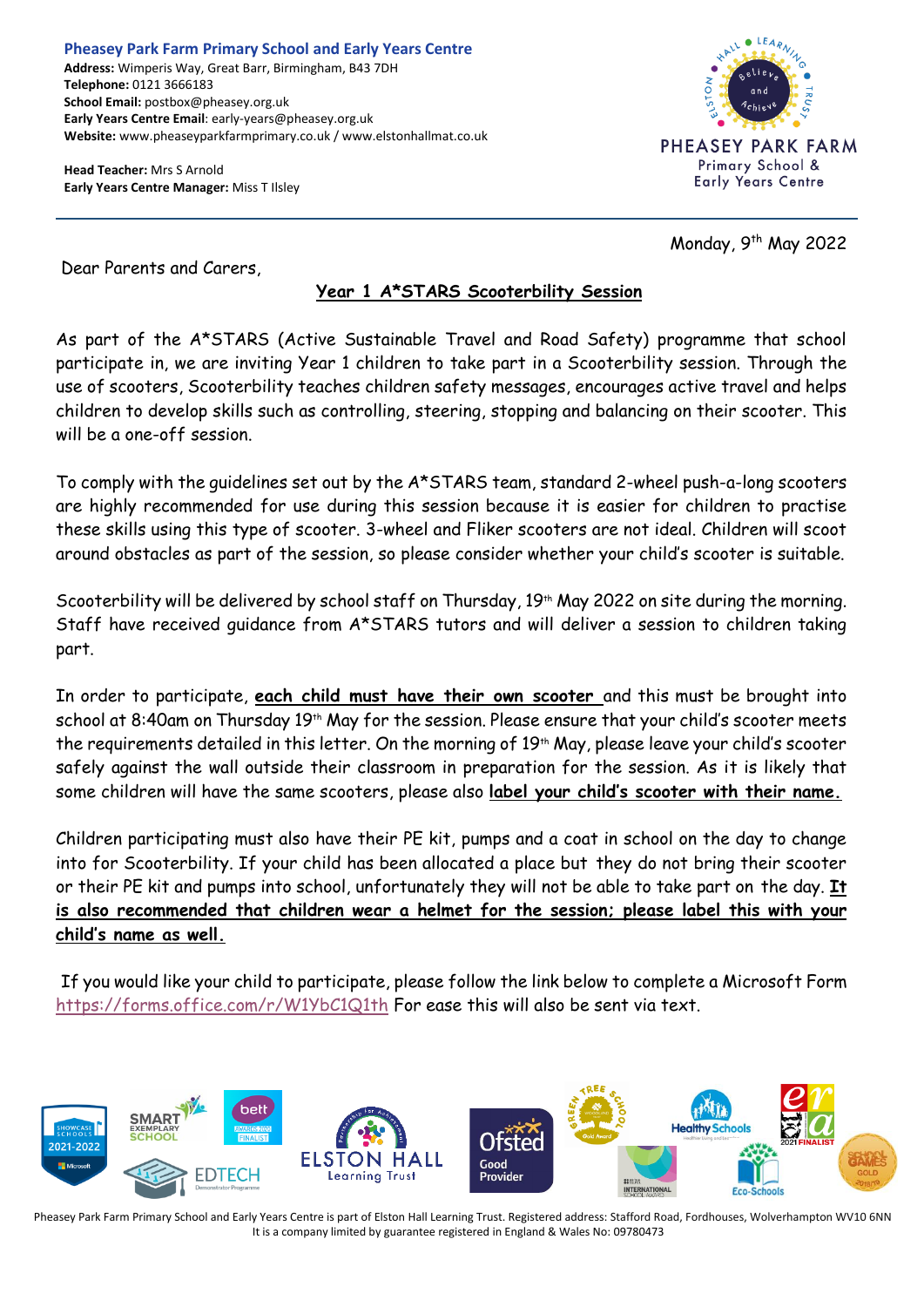**Pheasey Park Farm Primary School and Early Years Centre**
**Address:** Wimperis Way, Great Barr, Birmingham, B43 7DH
**Telephone:** 0121 3666183
**School Email:** postbox@pheasey.org.uk
**Early Years Centre Email**: early-years@pheasey.org.uk
**Website:** www.pheaseyparkfarmprimary.co.uk / www.elstonhallmat.co.uk

**Head Teacher:** Mrs S Arnold
**Early Years Centre Manager:** Miss T Ilsley

PHEASEY PARK FARM
Primary School & Early Years Centre

Monday, 9th May 2022

Dear Parents and Carers,

## Year 1 A*STARS Scooterbility Session

As part of the A*STARS (Active Sustainable Travel and Road Safety) programme that school participate in, we are inviting Year 1 children to take part in a Scooterbility session. Through the use of scooters, Scooterbility teaches children safety messages, encourages active travel and helps children to develop skills such as controlling, steering, stopping and balancing on their scooter. This will be a one-off session.

To comply with the guidelines set out by the A*STARS team, standard 2-wheel push-a-long scooters are highly recommended for use during this session because it is easier for children to practise these skills using this type of scooter. 3-wheel and Fliker scooters are not ideal. Children will scoot around obstacles as part of the session, so please consider whether your child's scooter is suitable.

Scooterbility will be delivered by school staff on Thursday, 19th May 2022 on site during the morning. Staff have received guidance from A*STARS tutors and will deliver a session to children taking part.

In order to participate, **each child must have their own scooter** and this must be brought into school at 8:40am on Thursday 19th May for the session. Please ensure that your child's scooter meets the requirements detailed in this letter. On the morning of 19th May, please leave your child's scooter safely against the wall outside their classroom in preparation for the session. As it is likely that some children will have the same scooters, please also **label your child's scooter with their name.**

Children participating must also have their PE kit, pumps and a coat in school on the day to change into for Scooterbility. If your child has been allocated a place but they do not bring their scooter or their PE kit and pumps into school, unfortunately they will not be able to take part on the day. **It is also recommended that children wear a helmet for the session; please label this with your child's name as well.**

If you would like your child to participate, please follow the link below to complete a Microsoft Form https://forms.office.com/r/W1YbC1Q1th For ease this will also be sent via text.

Pheasey Park Farm Primary School and Early Years Centre is part of Elston Hall Learning Trust. Registered address: Stafford Road, Fordhouses, Wolverhampton WV10 6NN
It is a company limited by guarantee registered in England & Wales No: 09780473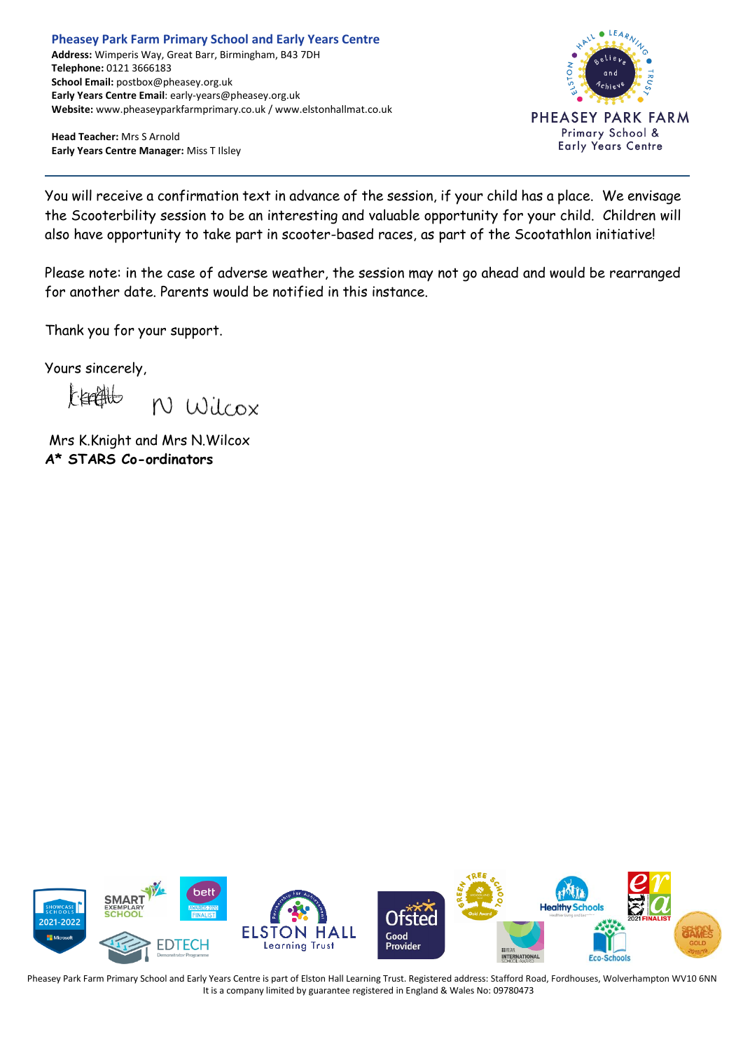**Pheasey Park Farm Primary School and Early Years Centre**
**Address:** Wimperis Way, Great Barr, Birmingham, B43 7DH
**Telephone:** 0121 3666183
**School Email:** postbox@pheasey.org.uk
**Early Years Centre Email**: early-years@pheasey.org.uk
**Website:** www.pheaseyparkfarmprimary.co.uk / www.elstonhallmat.co.uk

**Head Teacher:** Mrs S Arnold
**Early Years Centre Manager:** Miss T Ilsley

PHEASEY PARK FARM
Primary School &
Early Years Centre

---

You will receive a confirmation text in advance of the session, if your child has a place. We envisage the Scooterbility session to be an interesting and valuable opportunity for your child. Children will also have opportunity to take part in scooter-based races, as part of the Scootathlon initiative!

Please note: in the case of adverse weather, the session may not go ahead and would be rearranged for another date. Parents would be notified in this instance.

Thank you for your support.

Yours sincerely,

K Knight N Wilcox

Mrs K.Knight and Mrs N.Wilcox
***A\* STARS Co-ordinators***

Pheasey Park Farm Primary School and Early Years Centre is part of Elston Hall Learning Trust. Registered address: Stafford Road, Fordhouses, Wolverhampton WV10 6NN
It is a company limited by guarantee registered in England & Wales No: 09780473